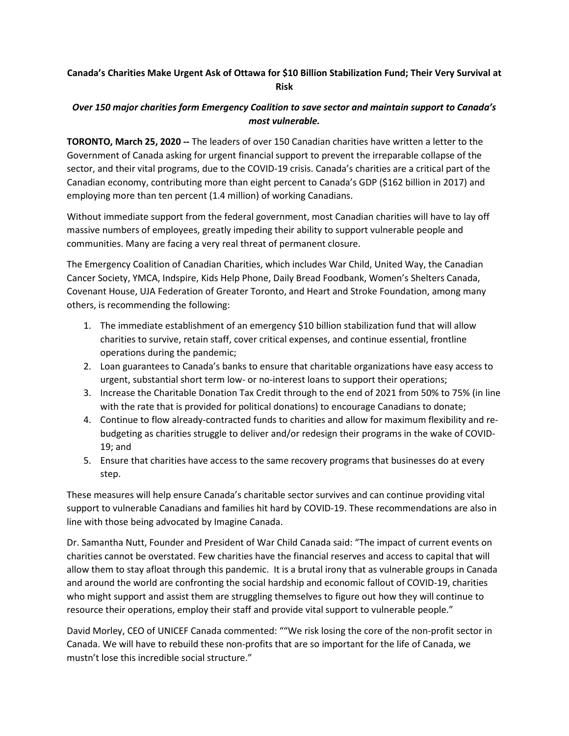**Canada's Charities Make Urgent Ask of Ottawa for $10 Billion Stabilization Fund; Their Very Survival at Risk**

***Over 150 major charities form Emergency Coalition to save sector and maintain support to Canada's most vulnerable.***

**TORONTO, March 25, 2020 --** The leaders of over 150 Canadian charities have written a letter to the Government of Canada asking for urgent financial support to prevent the irreparable collapse of the sector, and their vital programs, due to the COVID-19 crisis. Canada's charities are a critical part of the Canadian economy, contributing more than eight percent to Canada's GDP ($162 billion in 2017) and employing more than ten percent (1.4 million) of working Canadians.

Without immediate support from the federal government, most Canadian charities will have to lay off massive numbers of employees, greatly impeding their ability to support vulnerable people and communities. Many are facing a very real threat of permanent closure.

The Emergency Coalition of Canadian Charities, which includes War Child, United Way, the Canadian Cancer Society, YMCA, Indspire, Kids Help Phone, Daily Bread Foodbank, Women's Shelters Canada, Covenant House, UJA Federation of Greater Toronto, and Heart and Stroke Foundation, among many others, is recommending the following:

1. The immediate establishment of an emergency $10 billion stabilization fund that will allow charities to survive, retain staff, cover critical expenses, and continue essential, frontline operations during the pandemic;
2. Loan guarantees to Canada's banks to ensure that charitable organizations have easy access to urgent, substantial short term low- or no-interest loans to support their operations;
3. Increase the Charitable Donation Tax Credit through to the end of 2021 from 50% to 75% (in line with the rate that is provided for political donations) to encourage Canadians to donate;
4. Continue to flow already-contracted funds to charities and allow for maximum flexibility and re-budgeting as charities struggle to deliver and/or redesign their programs in the wake of COVID-19; and
5. Ensure that charities have access to the same recovery programs that businesses do at every step.

These measures will help ensure Canada's charitable sector survives and can continue providing vital support to vulnerable Canadians and families hit hard by COVID-19. These recommendations are also in line with those being advocated by Imagine Canada.

Dr. Samantha Nutt, Founder and President of War Child Canada said: "The impact of current events on charities cannot be overstated. Few charities have the financial reserves and access to capital that will allow them to stay afloat through this pandemic. It is a brutal irony that as vulnerable groups in Canada and around the world are confronting the social hardship and economic fallout of COVID-19, charities who might support and assist them are struggling themselves to figure out how they will continue to resource their operations, employ their staff and provide vital support to vulnerable people."

David Morley, CEO of UNICEF Canada commented: ""We risk losing the core of the non-profit sector in Canada. We will have to rebuild these non-profits that are so important for the life of Canada, we mustn't lose this incredible social structure."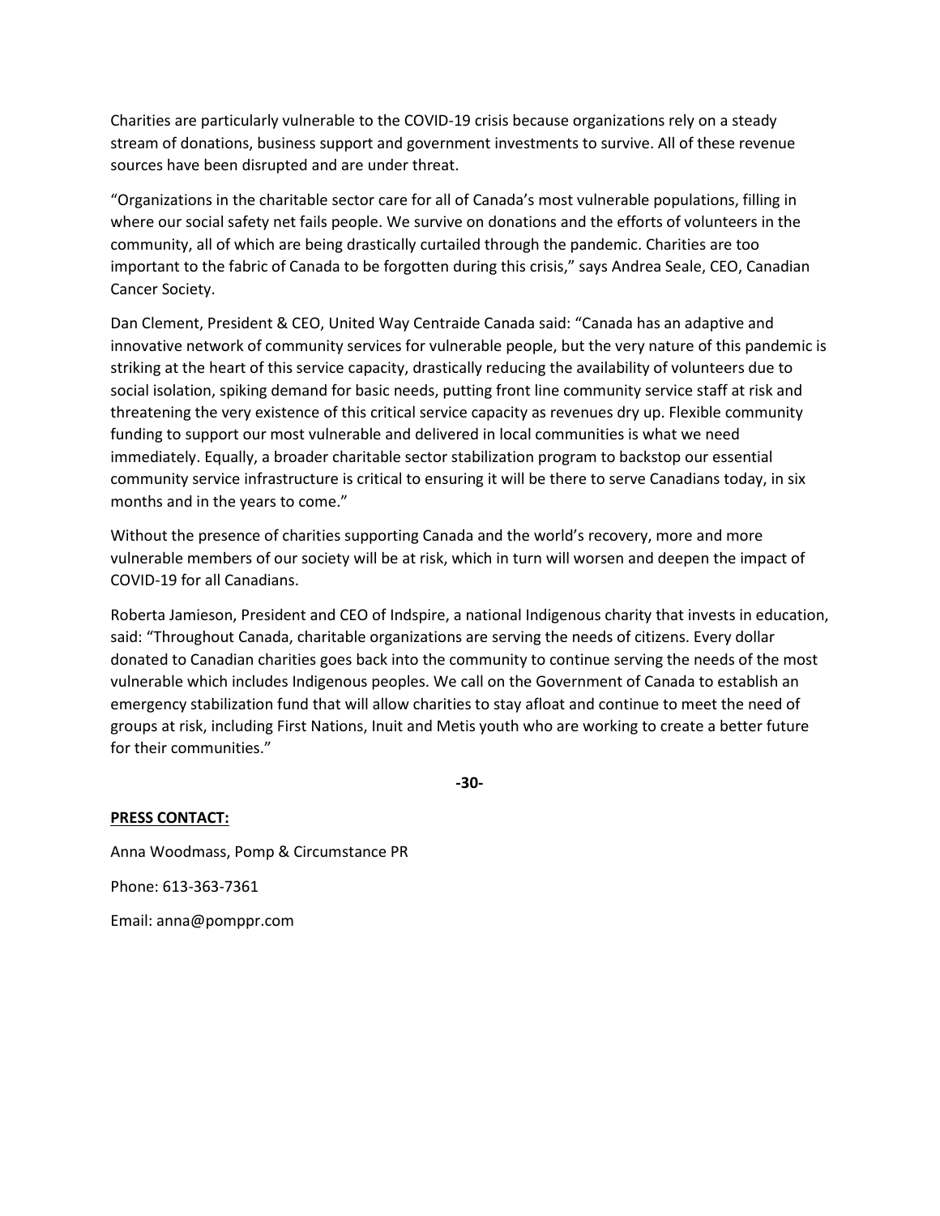Charities are particularly vulnerable to the COVID-19 crisis because organizations rely on a steady stream of donations, business support and government investments to survive. All of these revenue sources have been disrupted and are under threat.

"Organizations in the charitable sector care for all of Canada's most vulnerable populations, filling in where our social safety net fails people. We survive on donations and the efforts of volunteers in the community, all of which are being drastically curtailed through the pandemic. Charities are too important to the fabric of Canada to be forgotten during this crisis," says Andrea Seale, CEO, Canadian Cancer Society.

Dan Clement, President & CEO, United Way Centraide Canada said: "Canada has an adaptive and innovative network of community services for vulnerable people, but the very nature of this pandemic is striking at the heart of this service capacity, drastically reducing the availability of volunteers due to social isolation, spiking demand for basic needs, putting front line community service staff at risk and threatening the very existence of this critical service capacity as revenues dry up. Flexible community funding to support our most vulnerable and delivered in local communities is what we need immediately. Equally, a broader charitable sector stabilization program to backstop our essential community service infrastructure is critical to ensuring it will be there to serve Canadians today, in six months and in the years to come."

Without the presence of charities supporting Canada and the world's recovery, more and more vulnerable members of our society will be at risk, which in turn will worsen and deepen the impact of COVID-19 for all Canadians.

Roberta Jamieson, President and CEO of Indspire, a national Indigenous charity that invests in education, said: "Throughout Canada, charitable organizations are serving the needs of citizens. Every dollar donated to Canadian charities goes back into the community to continue serving the needs of the most vulnerable which includes Indigenous peoples. We call on the Government of Canada to establish an emergency stabilization fund that will allow charities to stay afloat and continue to meet the need of groups at risk, including First Nations, Inuit and Metis youth who are working to create a better future for their communities."

**-30-**

**PRESS CONTACT:**

Anna Woodmass, Pomp & Circumstance PR

Phone: 613-363-7361

Email: anna@pomppr.com